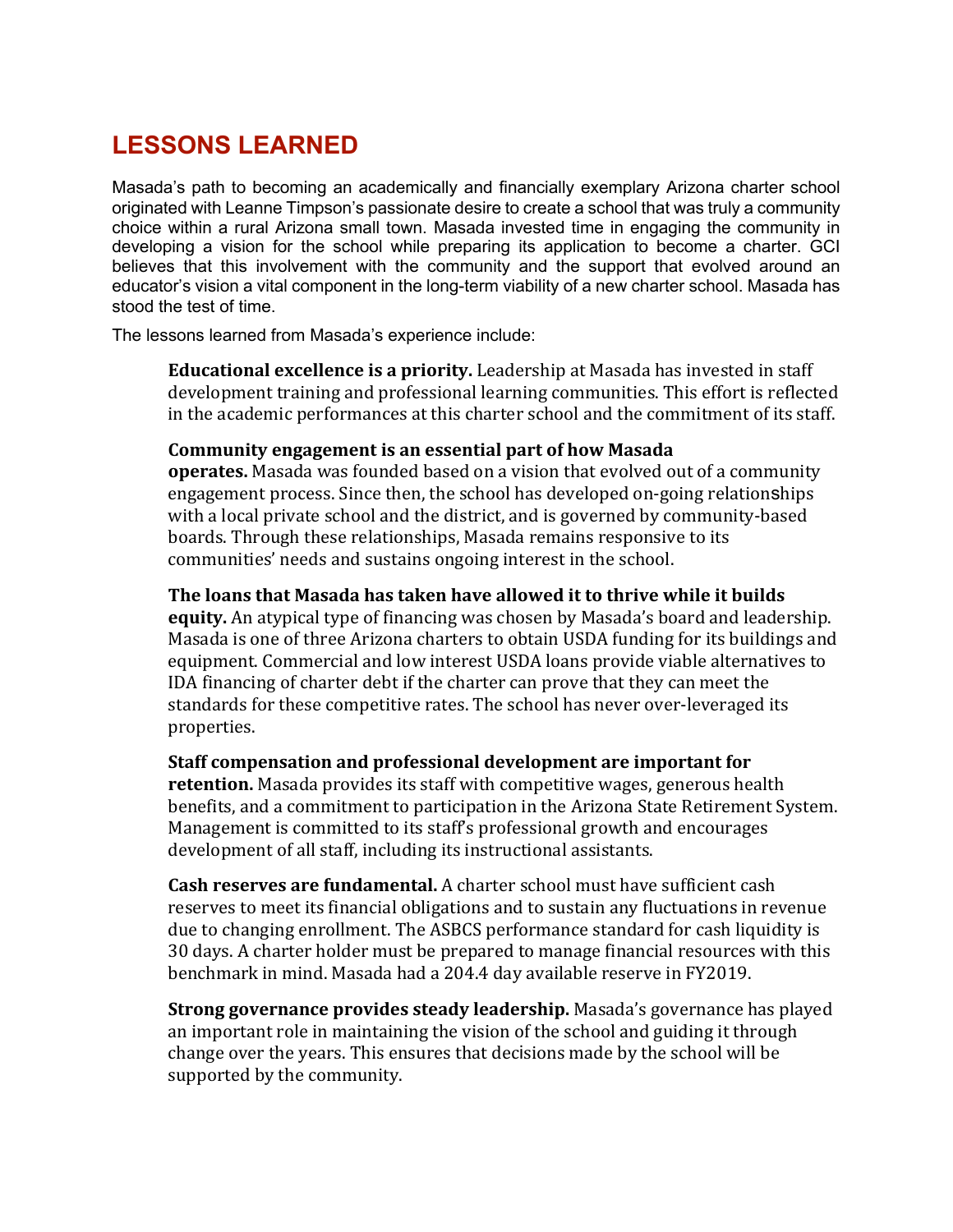# LESSONS LEARNED

Masada's path to becoming an academically and financially exemplary Arizona charter school originated with Leanne Timpson's passionate desire to create a school that was truly a community choice within a rural Arizona small town. Masada invested time in engaging the community in developing a vision for the school while preparing its application to become a charter. GCI believes that this involvement with the community and the support that evolved around an educator's vision a vital component in the long-term viability of a new charter school. Masada has stood the test of time.

The lessons learned from Masada's experience include:

**Educational excellence is a priority.** Leadership at Masada has invested in staff development training and professional learning communities. This effort is reflected in the academic performances at this charter school and the commitment of its staff.

**Community engagement is an essential part of how Masada operates.** Masada was founded based on a vision that evolved out of a community engagement process. Since then, the school has developed on-going relationships with a local private school and the district, and is governed by community-based boards. Through these relationships, Masada remains responsive to its communities' needs and sustains ongoing interest in the school.

**The loans that Masada has taken have allowed it to thrive while it builds equity.** An atypical type of financing was chosen by Masada's board and leadership. Masada is one of three Arizona charters to obtain USDA funding for its buildings and equipment. Commercial and low interest USDA loans provide viable alternatives to IDA financing of charter debt if the charter can prove that they can meet the standards for these competitive rates. The school has never over-leveraged its properties.

**Staff compensation and professional development are important for retention.** Masada provides its staff with competitive wages, generous health benefits, and a commitment to participation in the Arizona State Retirement System. Management is committed to its staff's professional growth and encourages development of all staff, including its instructional assistants.

**Cash reserves are fundamental.** A charter school must have sufficient cash reserves to meet its financial obligations and to sustain any fluctuations in revenue due to changing enrollment. The ASBCS performance standard for cash liquidity is 30 days. A charter holder must be prepared to manage financial resources with this benchmark in mind. Masada had a 204.4 day available reserve in FY2019.

**Strong governance provides steady leadership.** Masada's governance has played an important role in maintaining the vision of the school and guiding it through change over the years. This ensures that decisions made by the school will be supported by the community.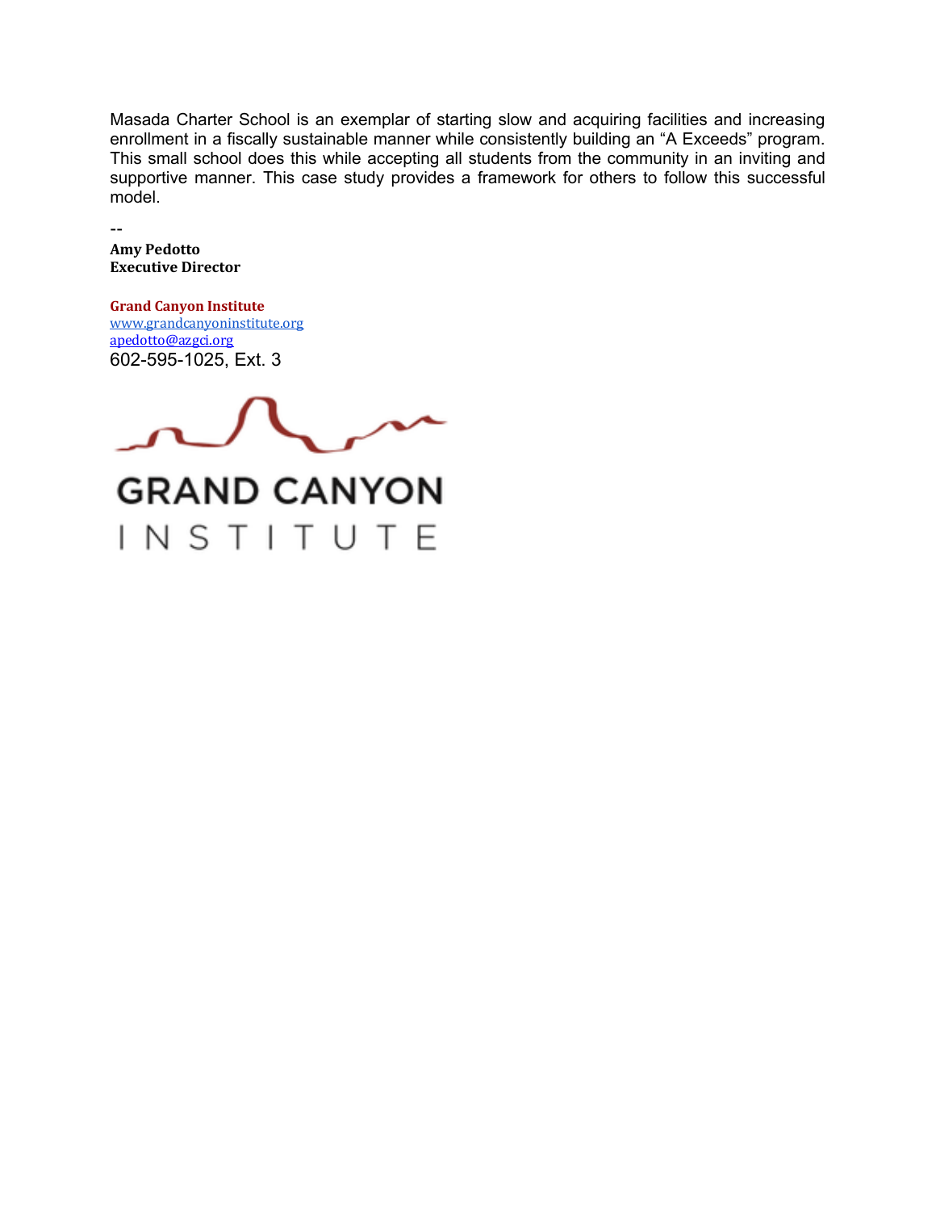Masada Charter School is an exemplar of starting slow and acquiring facilities and increasing enrollment in a fiscally sustainable manner while consistently building an “A Exceeds” program. This small school does this while accepting all students from the community in an inviting and supportive manner. This case study provides a framework for others to follow this successful model.

--

**Amy Pedotto**
**Executive Director**

**Grand Canyon Institute**
www.grandcanyoninstitute.org
apedotto@azgci.org
602-595-1025, Ext. 3

GRAND CANYON
INSTITUTE